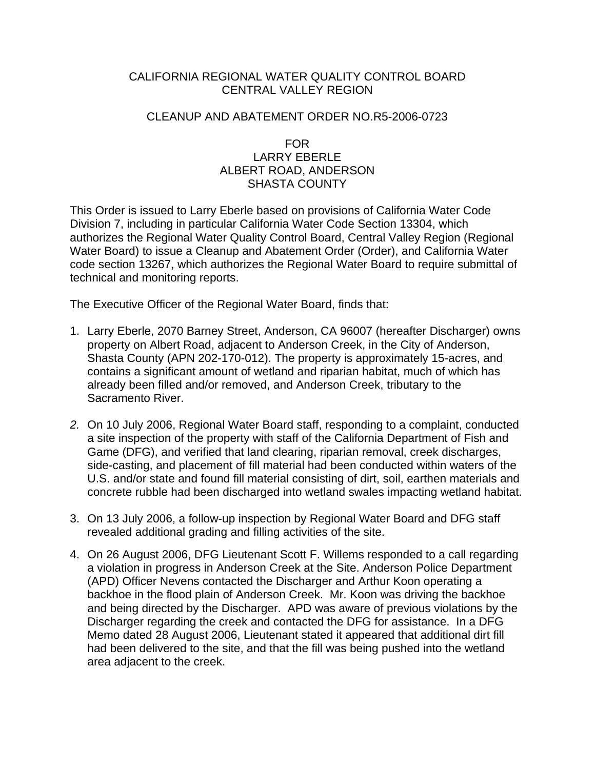# CALIFORNIA REGIONAL WATER QUALITY CONTROL BOARD
# CENTRAL VALLEY REGION

## CLEANUP AND ABATEMENT ORDER NO.R5-2006-0723

### FOR
### LARRY EBERLE
### ALBERT ROAD, ANDERSON
### SHASTA COUNTY

This Order is issued to Larry Eberle based on provisions of California Water Code Division 7, including in particular California Water Code Section 13304, which authorizes the Regional Water Quality Control Board, Central Valley Region (Regional Water Board) to issue a Cleanup and Abatement Order (Order), and California Water code section 13267, which authorizes the Regional Water Board to require submittal of technical and monitoring reports.

The Executive Officer of the Regional Water Board, finds that:

1. Larry Eberle, 2070 Barney Street, Anderson, CA 96007 (hereafter Discharger) owns property on Albert Road, adjacent to Anderson Creek, in the City of Anderson, Shasta County (APN 202-170-012). The property is approximately 15-acres, and contains a significant amount of wetland and riparian habitat, much of which has already been filled and/or removed, and Anderson Creek, tributary to the Sacramento River.

2. On 10 July 2006, Regional Water Board staff, responding to a complaint, conducted a site inspection of the property with staff of the California Department of Fish and Game (DFG), and verified that land clearing, riparian removal, creek discharges, side-casting, and placement of fill material had been conducted within waters of the U.S. and/or state and found fill material consisting of dirt, soil, earthen materials and concrete rubble had been discharged into wetland swales impacting wetland habitat.

3. On 13 July 2006, a follow-up inspection by Regional Water Board and DFG staff revealed additional grading and filling activities of the site.

4. On 26 August 2006, DFG Lieutenant Scott F. Willems responded to a call regarding a violation in progress in Anderson Creek at the Site. Anderson Police Department (APD) Officer Nevens contacted the Discharger and Arthur Koon operating a backhoe in the flood plain of Anderson Creek. Mr. Koon was driving the backhoe and being directed by the Discharger. APD was aware of previous violations by the Discharger regarding the creek and contacted the DFG for assistance. In a DFG Memo dated 28 August 2006, Lieutenant stated it appeared that additional dirt fill had been delivered to the site, and that the fill was being pushed into the wetland area adjacent to the creek.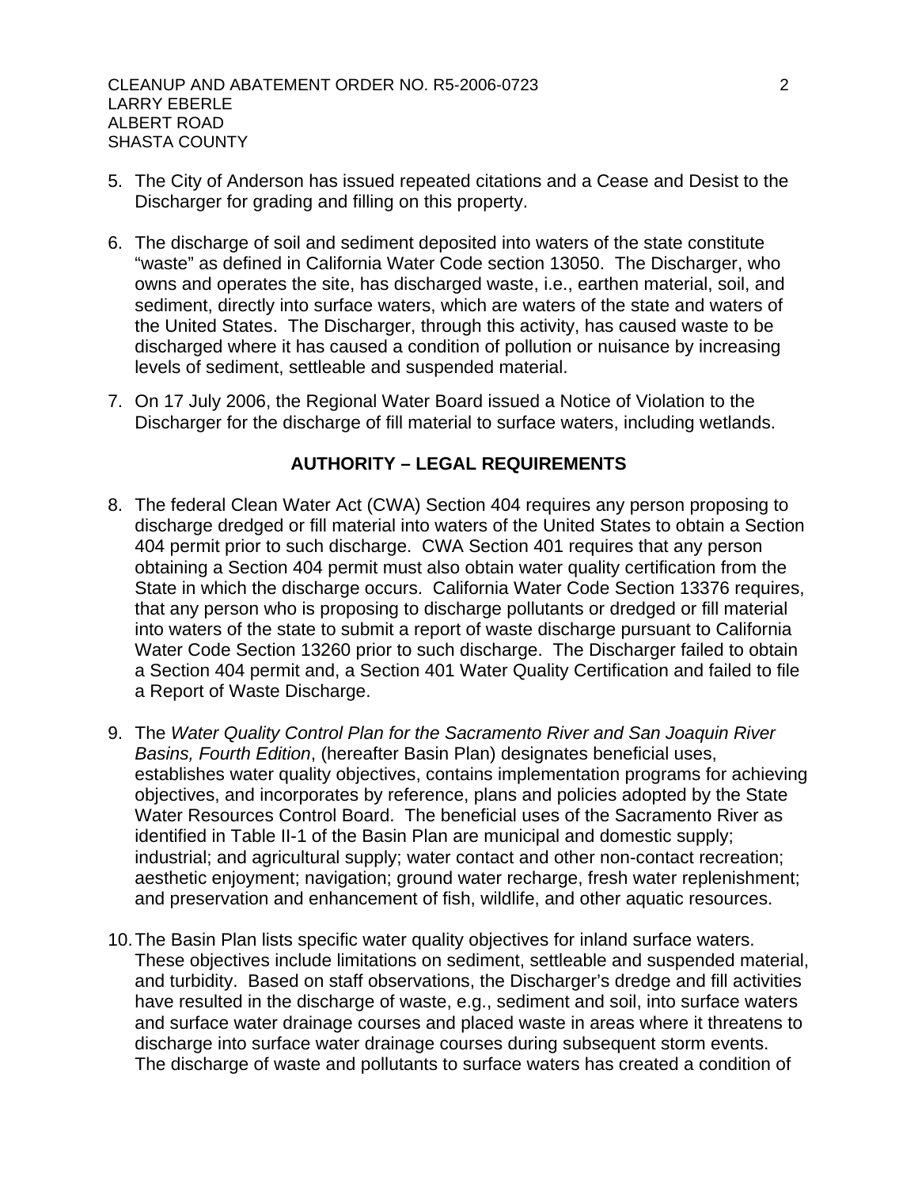5. The City of Anderson has issued repeated citations and a Cease and Desist to the Discharger for grading and filling on this property.

6. The discharge of soil and sediment deposited into waters of the state constitute "waste" as defined in California Water Code section 13050. The Discharger, who owns and operates the site, has discharged waste, i.e., earthen material, soil, and sediment, directly into surface waters, which are waters of the state and waters of the United States. The Discharger, through this activity, has caused waste to be discharged where it has caused a condition of pollution or nuisance by increasing levels of sediment, settleable and suspended material.

7. On 17 July 2006, the Regional Water Board issued a Notice of Violation to the Discharger for the discharge of fill material to surface waters, including wetlands.

## AUTHORITY – LEGAL REQUIREMENTS

8. The federal Clean Water Act (CWA) Section 404 requires any person proposing to discharge dredged or fill material into waters of the United States to obtain a Section 404 permit prior to such discharge. CWA Section 401 requires that any person obtaining a Section 404 permit must also obtain water quality certification from the State in which the discharge occurs. California Water Code Section 13376 requires, that any person who is proposing to discharge pollutants or dredged or fill material into waters of the state to submit a report of waste discharge pursuant to California Water Code Section 13260 prior to such discharge. The Discharger failed to obtain a Section 404 permit and, a Section 401 Water Quality Certification and failed to file a Report of Waste Discharge.

9. The *Water Quality Control Plan for the Sacramento River and San Joaquin River Basins, Fourth Edition*, (hereafter Basin Plan) designates beneficial uses, establishes water quality objectives, contains implementation programs for achieving objectives, and incorporates by reference, plans and policies adopted by the State Water Resources Control Board. The beneficial uses of the Sacramento River as identified in Table II-1 of the Basin Plan are municipal and domestic supply; industrial; and agricultural supply; water contact and other non-contact recreation; aesthetic enjoyment; navigation; ground water recharge, fresh water replenishment; and preservation and enhancement of fish, wildlife, and other aquatic resources.

10. The Basin Plan lists specific water quality objectives for inland surface waters. These objectives include limitations on sediment, settleable and suspended material, and turbidity. Based on staff observations, the Discharger's dredge and fill activities have resulted in the discharge of waste, e.g., sediment and soil, into surface waters and surface water drainage courses and placed waste in areas where it threatens to discharge into surface water drainage courses during subsequent storm events. The discharge of waste and pollutants to surface waters has created a condition of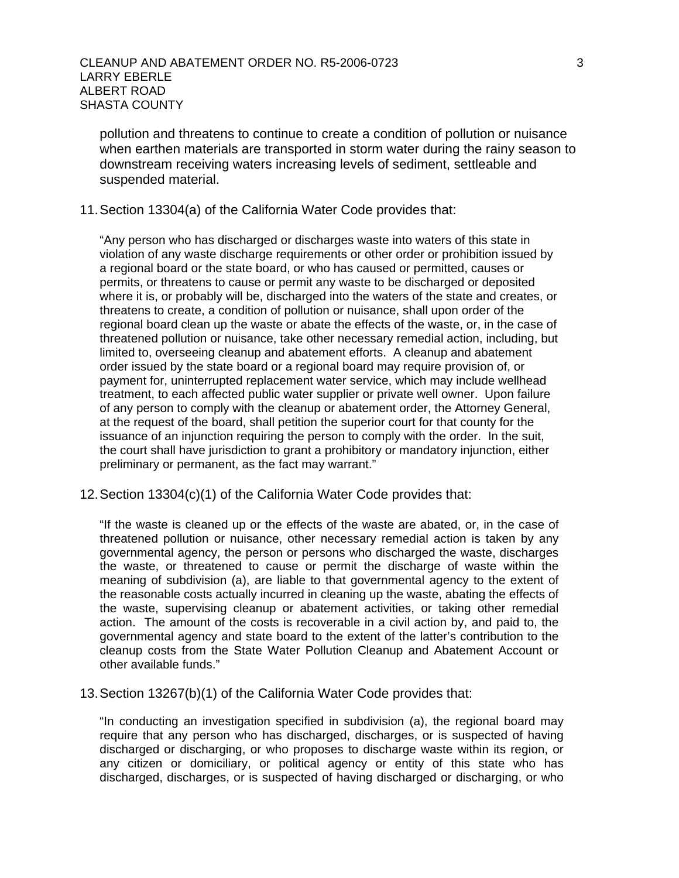pollution and threatens to continue to create a condition of pollution or nuisance when earthen materials are transported in storm water during the rainy season to downstream receiving waters increasing levels of sediment, settleable and suspended material.

11. Section 13304(a) of the California Water Code provides that:

   "Any person who has discharged or discharges waste into waters of this state in violation of any waste discharge requirements or other order or prohibition issued by a regional board or the state board, or who has caused or permitted, causes or permits, or threatens to cause or permit any waste to be discharged or deposited where it is, or probably will be, discharged into the waters of the state and creates, or threatens to create, a condition of pollution or nuisance, shall upon order of the regional board clean up the waste or abate the effects of the waste, or, in the case of threatened pollution or nuisance, take other necessary remedial action, including, but limited to, overseeing cleanup and abatement efforts. A cleanup and abatement order issued by the state board or a regional board may require provision of, or payment for, uninterrupted replacement water service, which may include wellhead treatment, to each affected public water supplier or private well owner. Upon failure of any person to comply with the cleanup or abatement order, the Attorney General, at the request of the board, shall petition the superior court for that county for the issuance of an injunction requiring the person to comply with the order. In the suit, the court shall have jurisdiction to grant a prohibitory or mandatory injunction, either preliminary or permanent, as the fact may warrant."

12. Section 13304(c)(1) of the California Water Code provides that:

   "If the waste is cleaned up or the effects of the waste are abated, or, in the case of threatened pollution or nuisance, other necessary remedial action is taken by any governmental agency, the person or persons who discharged the waste, discharges the waste, or threatened to cause or permit the discharge of waste within the meaning of subdivision (a), are liable to that governmental agency to the extent of the reasonable costs actually incurred in cleaning up the waste, abating the effects of the waste, supervising cleanup or abatement activities, or taking other remedial action. The amount of the costs is recoverable in a civil action by, and paid to, the governmental agency and state board to the extent of the latter's contribution to the cleanup costs from the State Water Pollution Cleanup and Abatement Account or other available funds."

13. Section 13267(b)(1) of the California Water Code provides that:

   "In conducting an investigation specified in subdivision (a), the regional board may require that any person who has discharged, discharges, or is suspected of having discharged or discharging, or who proposes to discharge waste within its region, or any citizen or domiciliary, or political agency or entity of this state who has discharged, discharges, or is suspected of having discharged or discharging, or who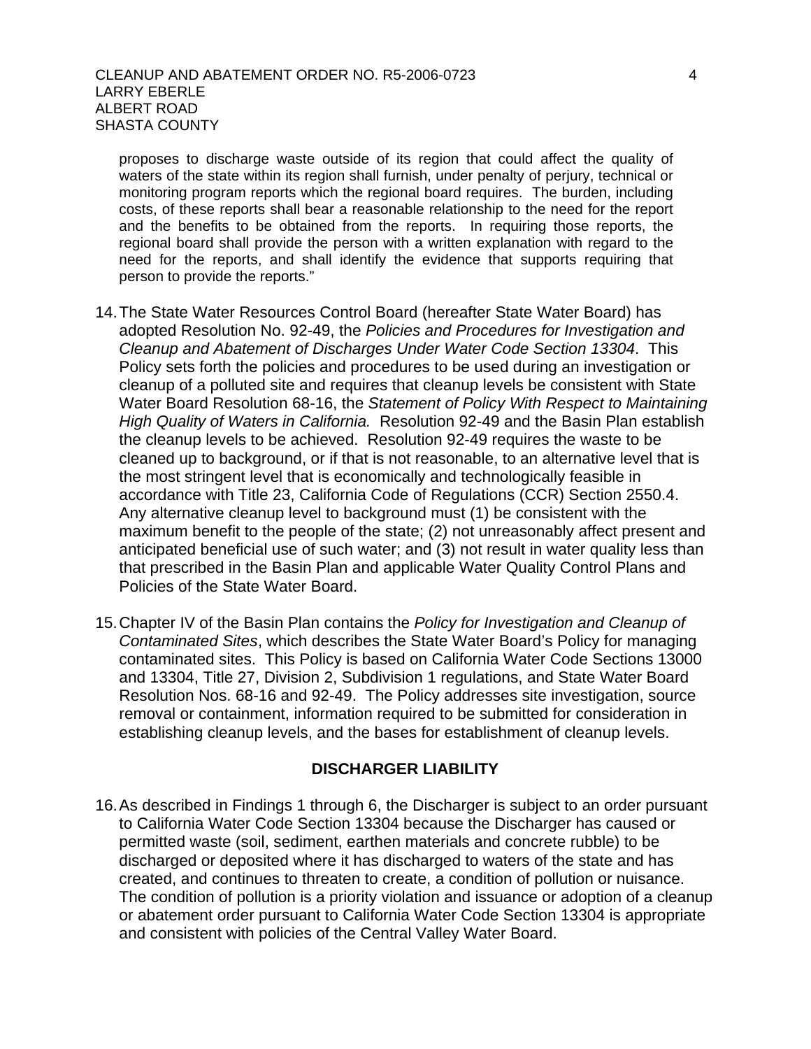proposes to discharge waste outside of its region that could affect the quality of waters of the state within its region shall furnish, under penalty of perjury, technical or monitoring program reports which the regional board requires. The burden, including costs, of these reports shall bear a reasonable relationship to the need for the report and the benefits to be obtained from the reports. In requiring those reports, the regional board shall provide the person with a written explanation with regard to the need for the reports, and shall identify the evidence that supports requiring that person to provide the reports."

14. The State Water Resources Control Board (hereafter State Water Board) has adopted Resolution No. 92-49, the *Policies and Procedures for Investigation and Cleanup and Abatement of Discharges Under Water Code Section 13304*. This Policy sets forth the policies and procedures to be used during an investigation or cleanup of a polluted site and requires that cleanup levels be consistent with State Water Board Resolution 68-16, the *Statement of Policy With Respect to Maintaining High Quality of Waters in California.* Resolution 92-49 and the Basin Plan establish the cleanup levels to be achieved. Resolution 92-49 requires the waste to be cleaned up to background, or if that is not reasonable, to an alternative level that is the most stringent level that is economically and technologically feasible in accordance with Title 23, California Code of Regulations (CCR) Section 2550.4. Any alternative cleanup level to background must (1) be consistent with the maximum benefit to the people of the state; (2) not unreasonably affect present and anticipated beneficial use of such water; and (3) not result in water quality less than that prescribed in the Basin Plan and applicable Water Quality Control Plans and Policies of the State Water Board.

15. Chapter IV of the Basin Plan contains the *Policy for Investigation and Cleanup of Contaminated Sites*, which describes the State Water Board's Policy for managing contaminated sites. This Policy is based on California Water Code Sections 13000 and 13304, Title 27, Division 2, Subdivision 1 regulations, and State Water Board Resolution Nos. 68-16 and 92-49. The Policy addresses site investigation, source removal or containment, information required to be submitted for consideration in establishing cleanup levels, and the bases for establishment of cleanup levels.

## DISCHARGER LIABILITY

16. As described in Findings 1 through 6, the Discharger is subject to an order pursuant to California Water Code Section 13304 because the Discharger has caused or permitted waste (soil, sediment, earthen materials and concrete rubble) to be discharged or deposited where it has discharged to waters of the state and has created, and continues to threaten to create, a condition of pollution or nuisance. The condition of pollution is a priority violation and issuance or adoption of a cleanup or abatement order pursuant to California Water Code Section 13304 is appropriate and consistent with policies of the Central Valley Water Board.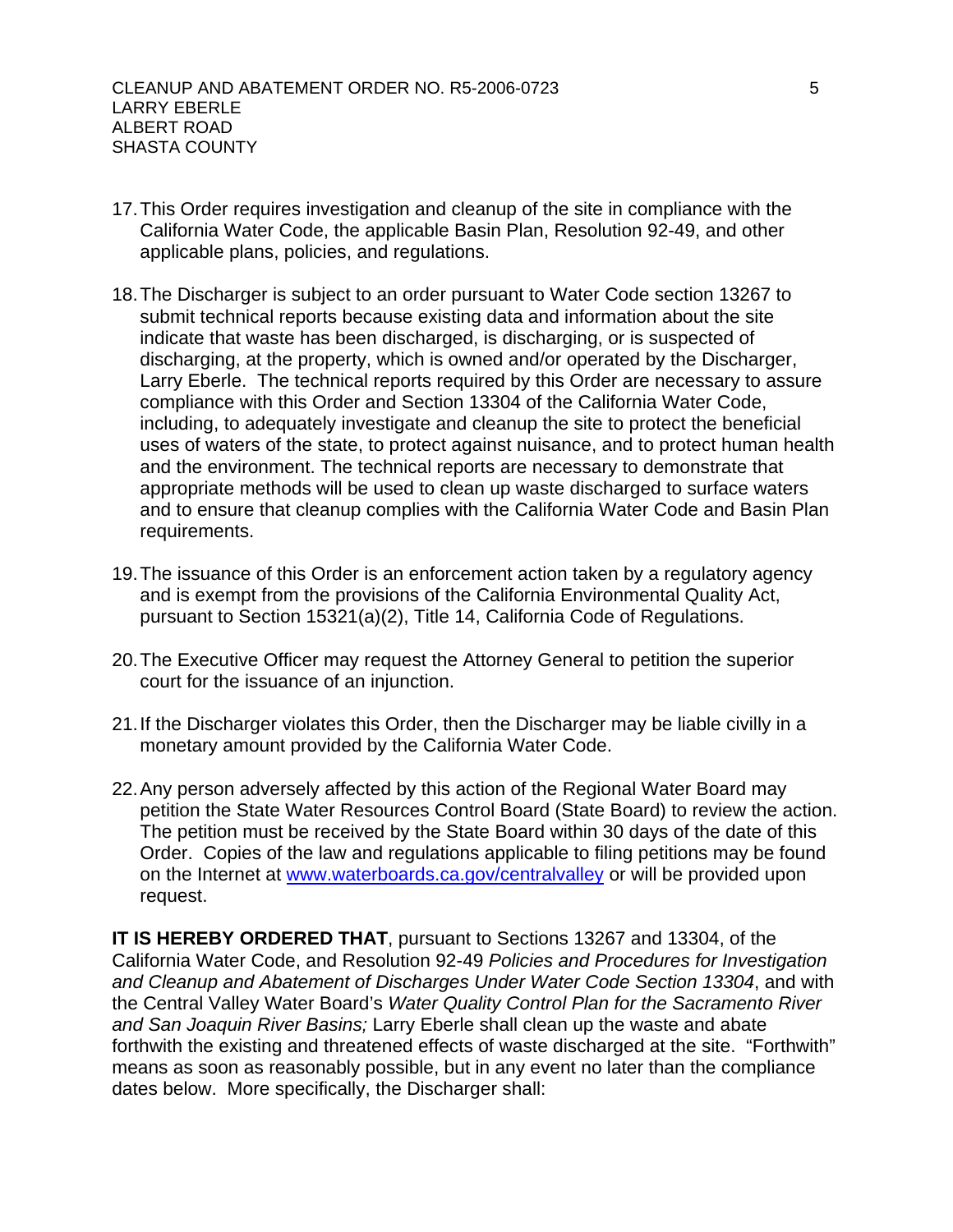17. This Order requires investigation and cleanup of the site in compliance with the California Water Code, the applicable Basin Plan, Resolution 92-49, and other applicable plans, policies, and regulations.

18. The Discharger is subject to an order pursuant to Water Code section 13267 to submit technical reports because existing data and information about the site indicate that waste has been discharged, is discharging, or is suspected of discharging, at the property, which is owned and/or operated by the Discharger, Larry Eberle. The technical reports required by this Order are necessary to assure compliance with this Order and Section 13304 of the California Water Code, including, to adequately investigate and cleanup the site to protect the beneficial uses of waters of the state, to protect against nuisance, and to protect human health and the environment. The technical reports are necessary to demonstrate that appropriate methods will be used to clean up waste discharged to surface waters and to ensure that cleanup complies with the California Water Code and Basin Plan requirements.

19. The issuance of this Order is an enforcement action taken by a regulatory agency and is exempt from the provisions of the California Environmental Quality Act, pursuant to Section 15321(a)(2), Title 14, California Code of Regulations.

20. The Executive Officer may request the Attorney General to petition the superior court for the issuance of an injunction.

21. If the Discharger violates this Order, then the Discharger may be liable civilly in a monetary amount provided by the California Water Code.

22. Any person adversely affected by this action of the Regional Water Board may petition the State Water Resources Control Board (State Board) to review the action. The petition must be received by the State Board within 30 days of the date of this Order. Copies of the law and regulations applicable to filing petitions may be found on the Internet at www.waterboards.ca.gov/centralvalley or will be provided upon request.

**IT IS HEREBY ORDERED THAT**, pursuant to Sections 13267 and 13304, of the California Water Code, and Resolution 92-49 *Policies and Procedures for Investigation and Cleanup and Abatement of Discharges Under Water Code Section 13304*, and with the Central Valley Water Board's *Water Quality Control Plan for the Sacramento River and San Joaquin River Basins;* Larry Eberle shall clean up the waste and abate forthwith the existing and threatened effects of waste discharged at the site. "Forthwith" means as soon as reasonably possible, but in any event no later than the compliance dates below. More specifically, the Discharger shall: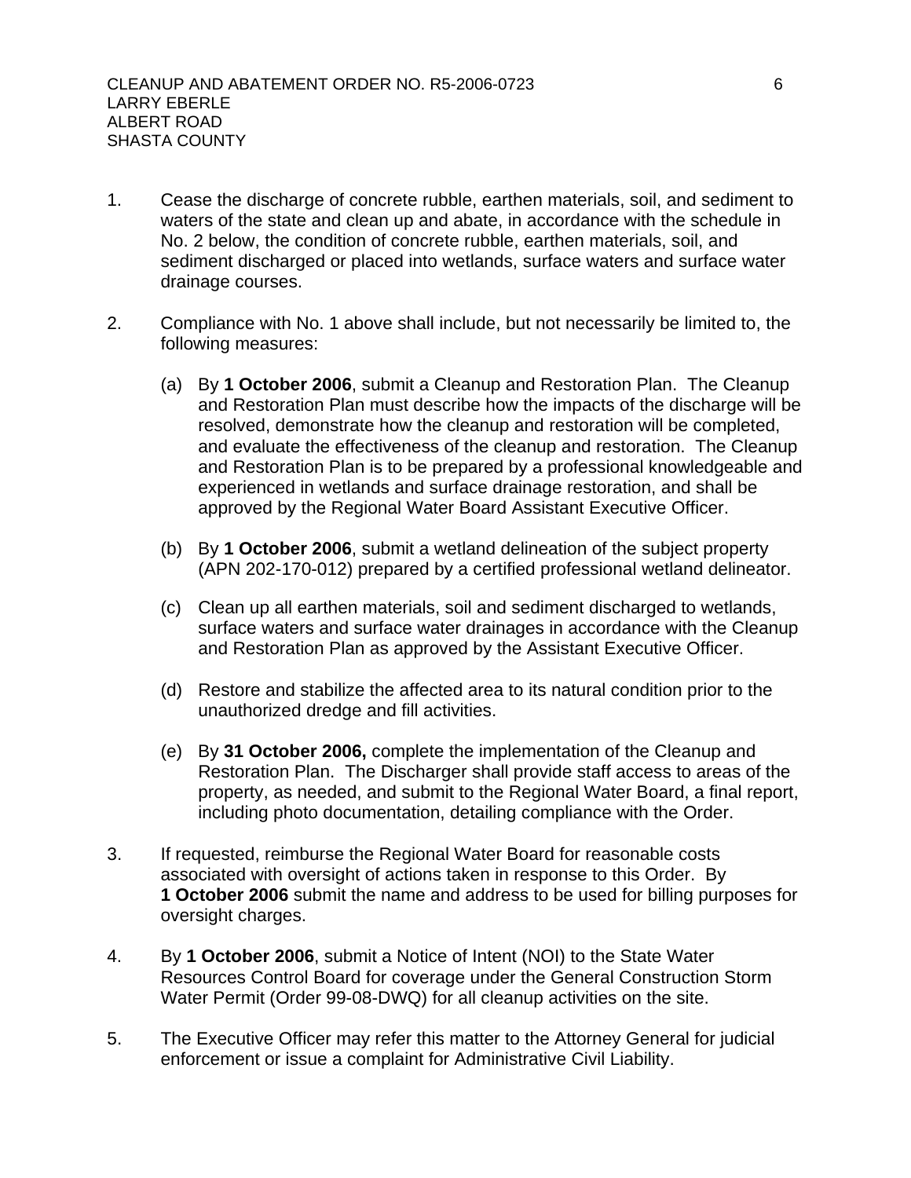1. Cease the discharge of concrete rubble, earthen materials, soil, and sediment to waters of the state and clean up and abate, in accordance with the schedule in No. 2 below, the condition of concrete rubble, earthen materials, soil, and sediment discharged or placed into wetlands, surface waters and surface water drainage courses.

2. Compliance with No. 1 above shall include, but not necessarily be limited to, the following measures:

   (a) By **1 October 2006**, submit a Cleanup and Restoration Plan. The Cleanup and Restoration Plan must describe how the impacts of the discharge will be resolved, demonstrate how the cleanup and restoration will be completed, and evaluate the effectiveness of the cleanup and restoration. The Cleanup and Restoration Plan is to be prepared by a professional knowledgeable and experienced in wetlands and surface drainage restoration, and shall be approved by the Regional Water Board Assistant Executive Officer.

   (b) By **1 October 2006**, submit a wetland delineation of the subject property (APN 202-170-012) prepared by a certified professional wetland delineator.

   (c) Clean up all earthen materials, soil and sediment discharged to wetlands, surface waters and surface water drainages in accordance with the Cleanup and Restoration Plan as approved by the Assistant Executive Officer.

   (d) Restore and stabilize the affected area to its natural condition prior to the unauthorized dredge and fill activities.

   (e) By **31 October 2006,** complete the implementation of the Cleanup and Restoration Plan. The Discharger shall provide staff access to areas of the property, as needed, and submit to the Regional Water Board, a final report, including photo documentation, detailing compliance with the Order.

3. If requested, reimburse the Regional Water Board for reasonable costs associated with oversight of actions taken in response to this Order. By **1 October 2006** submit the name and address to be used for billing purposes for oversight charges.

4. By **1 October 2006**, submit a Notice of Intent (NOI) to the State Water Resources Control Board for coverage under the General Construction Storm Water Permit (Order 99-08-DWQ) for all cleanup activities on the site.

5. The Executive Officer may refer this matter to the Attorney General for judicial enforcement or issue a complaint for Administrative Civil Liability.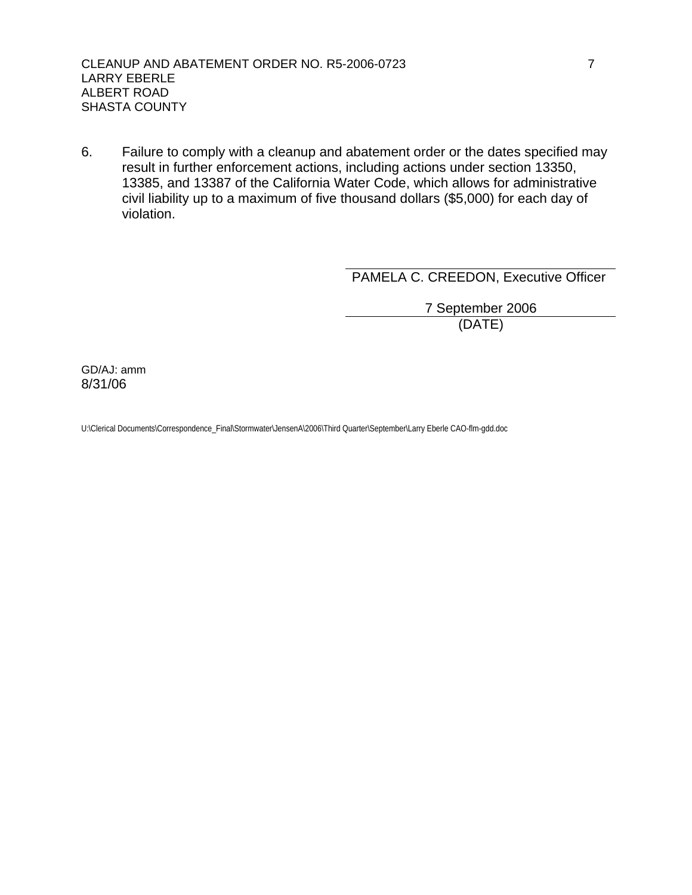6. Failure to comply with a cleanup and abatement order or the dates specified may result in further enforcement actions, including actions under section 13350, 13385, and 13387 of the California Water Code, which allows for administrative civil liability up to a maximum of five thousand dollars ($5,000) for each day of violation.

PAMELA C. CREEDON, Executive Officer

7 September 2006

(DATE)

GD/AJ: amm
8/31/06

U:\Clerical Documents\Correspondence_Final\Stormwater\JensenA\2006\Third Quarter\September\Larry Eberle CAO-flm-gdd.doc